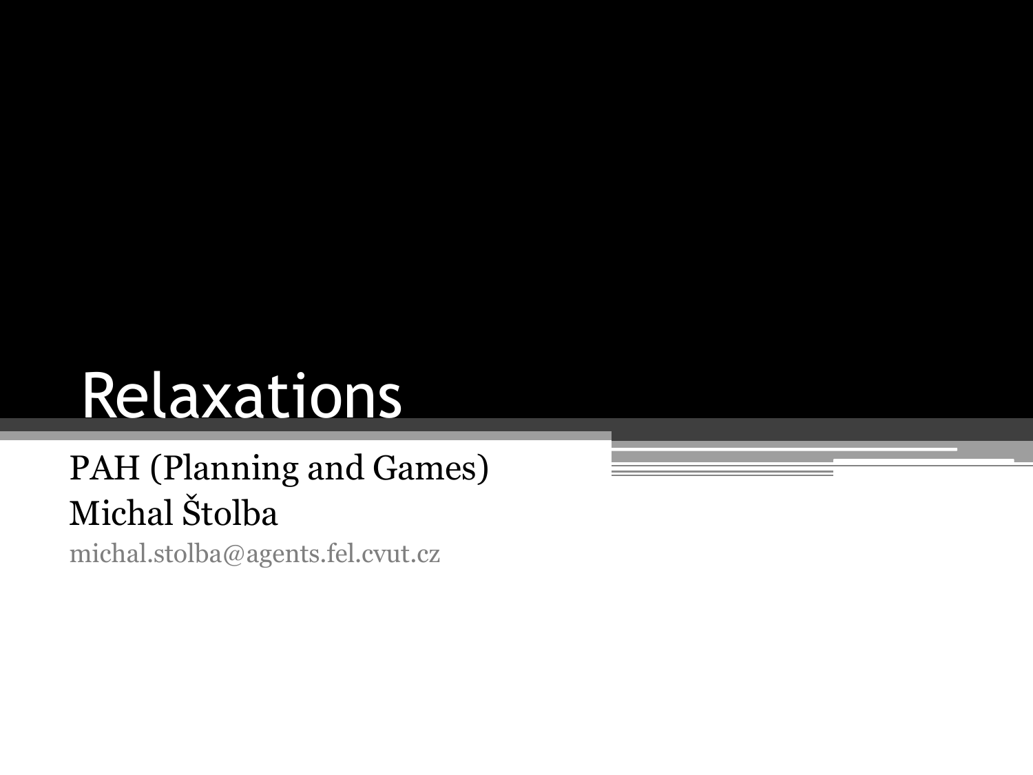# Relaxations

PAH (Planning and Games)
Michal Štolba
michal.stolba@agents.fel.cvut.cz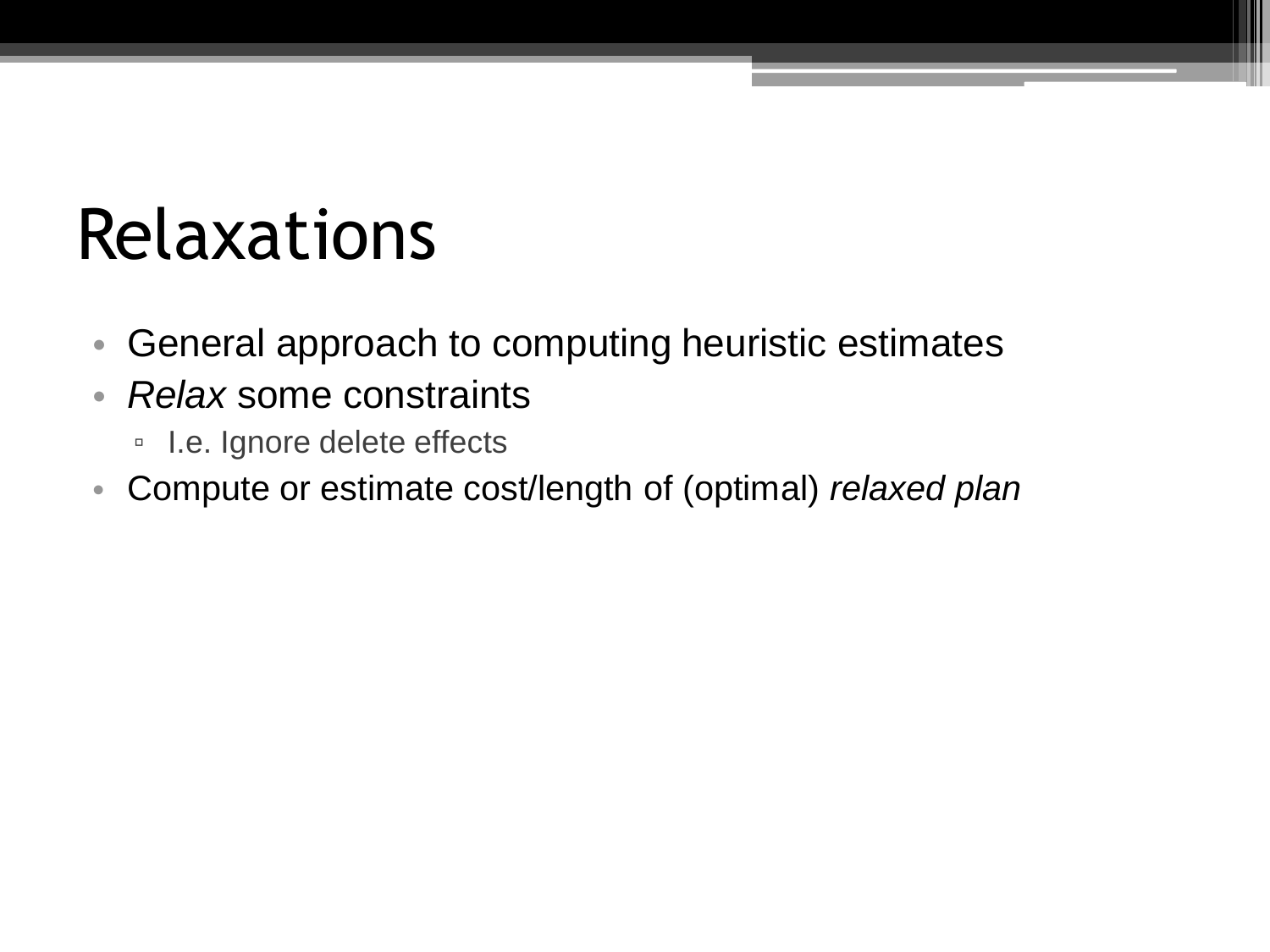# Relaxations

- General approach to computing heuristic estimates
- *Relax* some constraints
  - I.e. Ignore delete effects
- Compute or estimate cost/length of (optimal) *relaxed plan*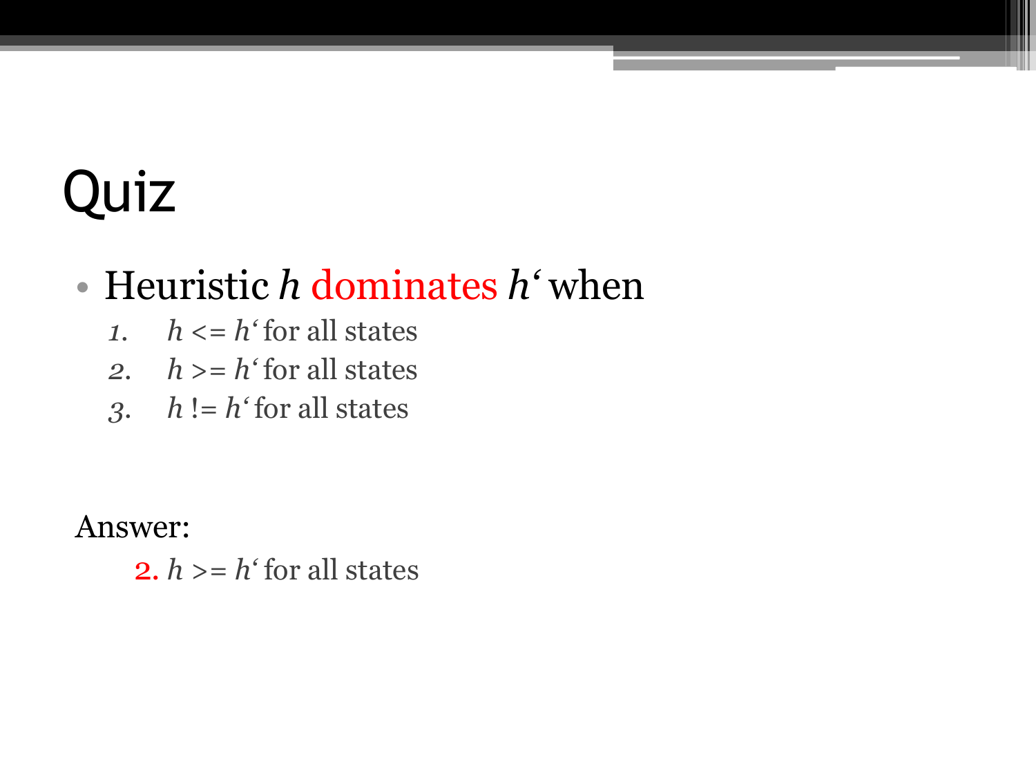# Quiz

- Heuristic $h$ dominates $h'$ when
  1. $h <= h'$ for all states
  2. $h >= h'$ for all states
  3. $h != h'$ for all states

Answer:

2. $h >= h'$ for all states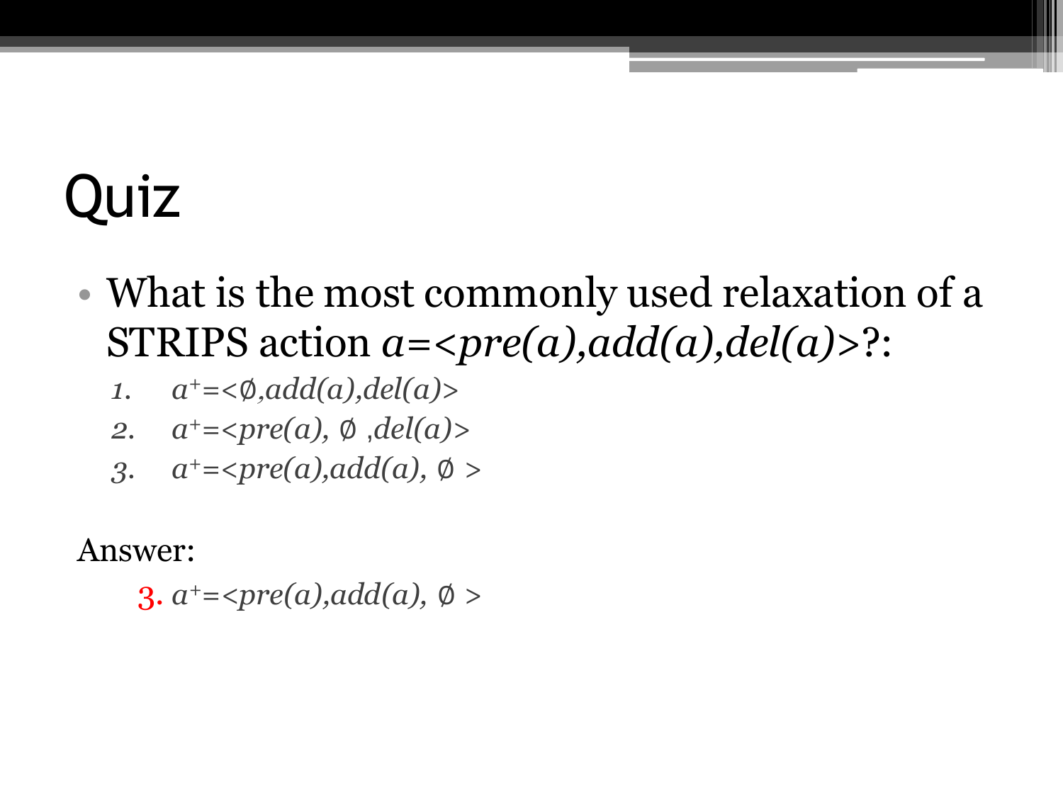# Quiz

- What is the most commonly used relaxation of a STRIPS action $a=<pre(a),add(a),del(a)>$?:
  1. $a^{+}=<\emptyset,add(a),del(a)>$
  2. $a^{+}=<pre(a), \emptyset ,del(a)>$
  3. $a^{+}=<pre(a),add(a), \emptyset >$

Answer:

3. $a^{+}=<pre(a),add(a), \emptyset >$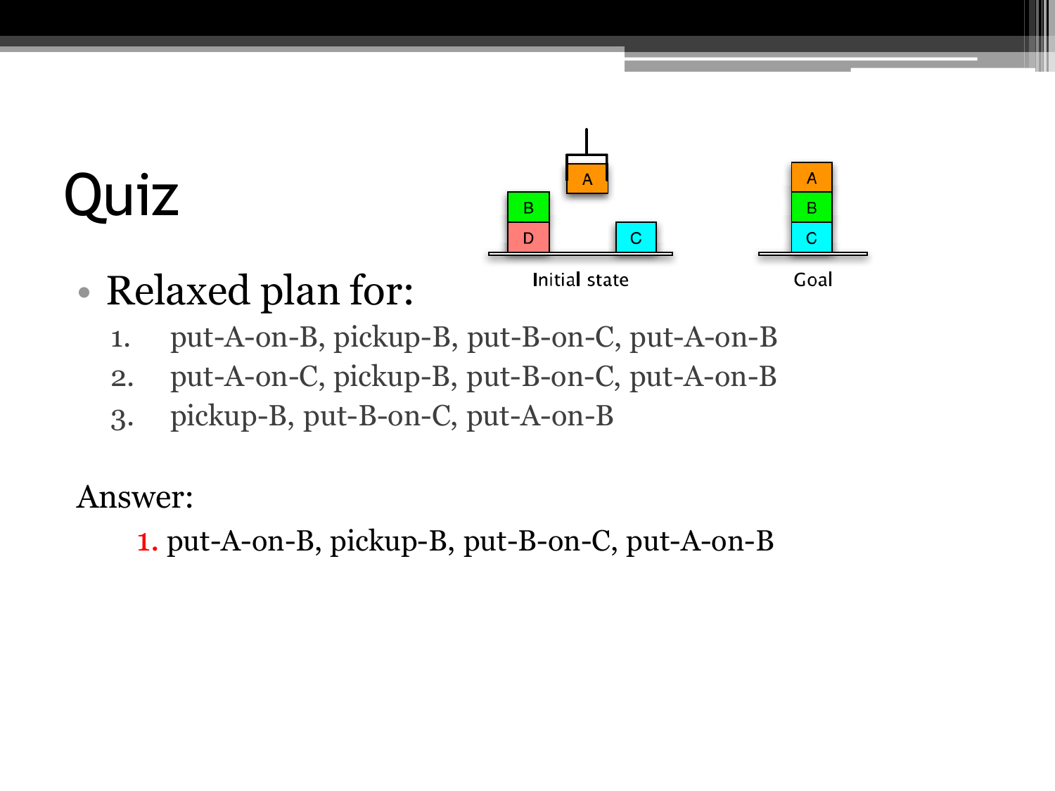# Quiz

Initial state

Goal

- Relaxed plan for:
  1. put-A-on-B, pickup-B, put-B-on-C, put-A-on-B
  2. put-A-on-C, pickup-B, put-B-on-C, put-A-on-B
  3. pickup-B, put-B-on-C, put-A-on-B

Answer:

1. put-A-on-B, pickup-B, put-B-on-C, put-A-on-B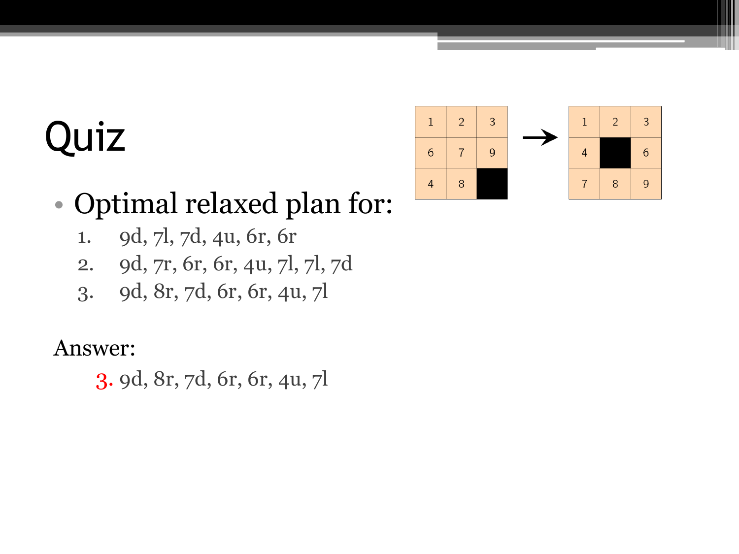# Quiz

| 1 | 2 | 3 |
|---|---|---|
| 6 | 7 | 9 |
| 4 | 8 |  |

→

| 1 | 2 | 3 |
|---|---|---|
| 4 |  | 6 |
| 7 | 8 | 9 |

- Optimal relaxed plan for:
  1. 9d, 7l, 7d, 4u, 6r, 6r
  2. 9d, 7r, 6r, 6r, 4u, 7l, 7l, 7d
  3. 9d, 8r, 7d, 6r, 6r, 4u, 7l

Answer:

3. 9d, 8r, 7d, 6r, 6r, 4u, 7l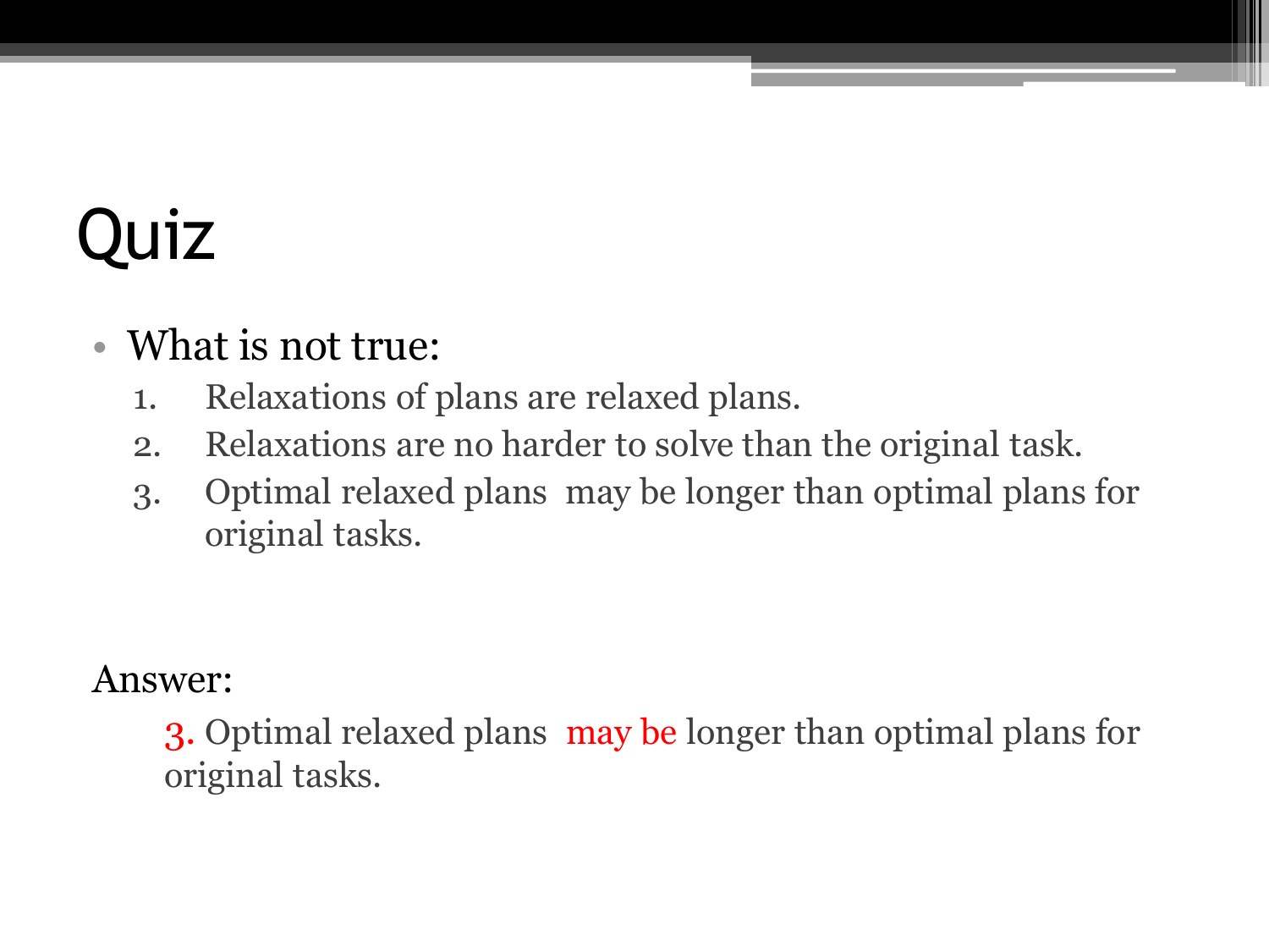# Quiz

- What is not true:
  1. Relaxations of plans are relaxed plans.
  2. Relaxations are no harder to solve than the original task.
  3. Optimal relaxed plans may be longer than optimal plans for original tasks.

Answer:

3. Optimal relaxed plans may be longer than optimal plans for original tasks.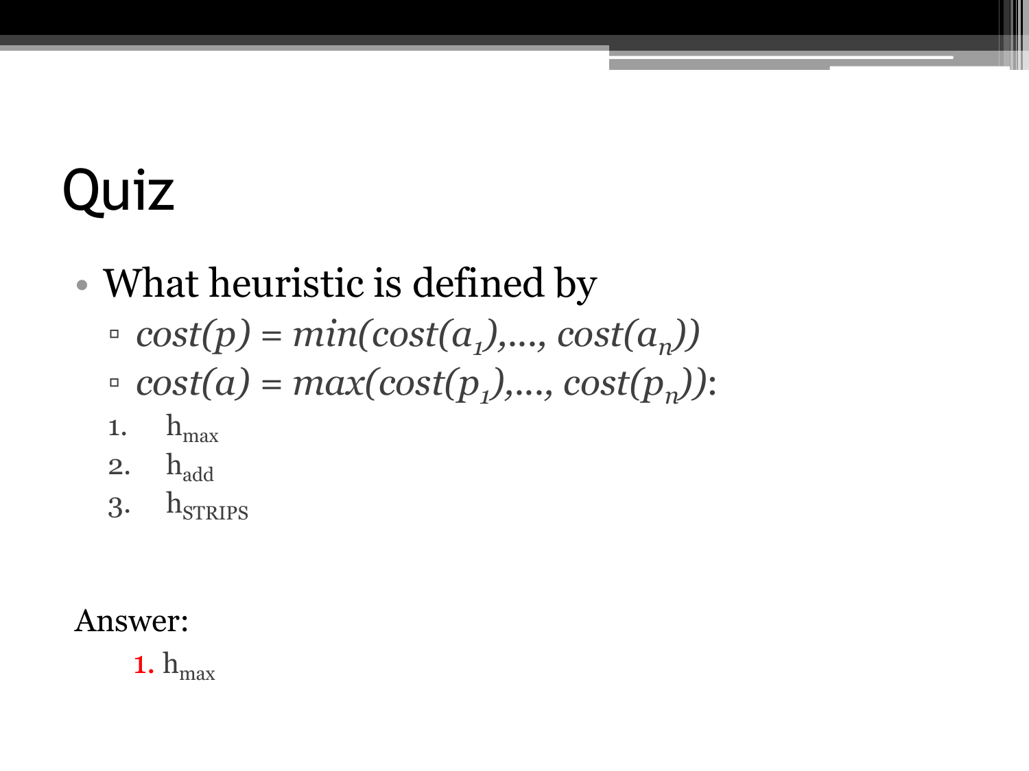# Quiz

- What heuristic is defined by
  - $cost(p) = min(cost(a_1),..., cost(a_n))$
  - $cost(a) = max(cost(p_1),..., cost(p_n))$:

1. $h_{max}$
2. $h_{add}$
3. $h_{STRIPS}$

Answer:

1. $h_{max}$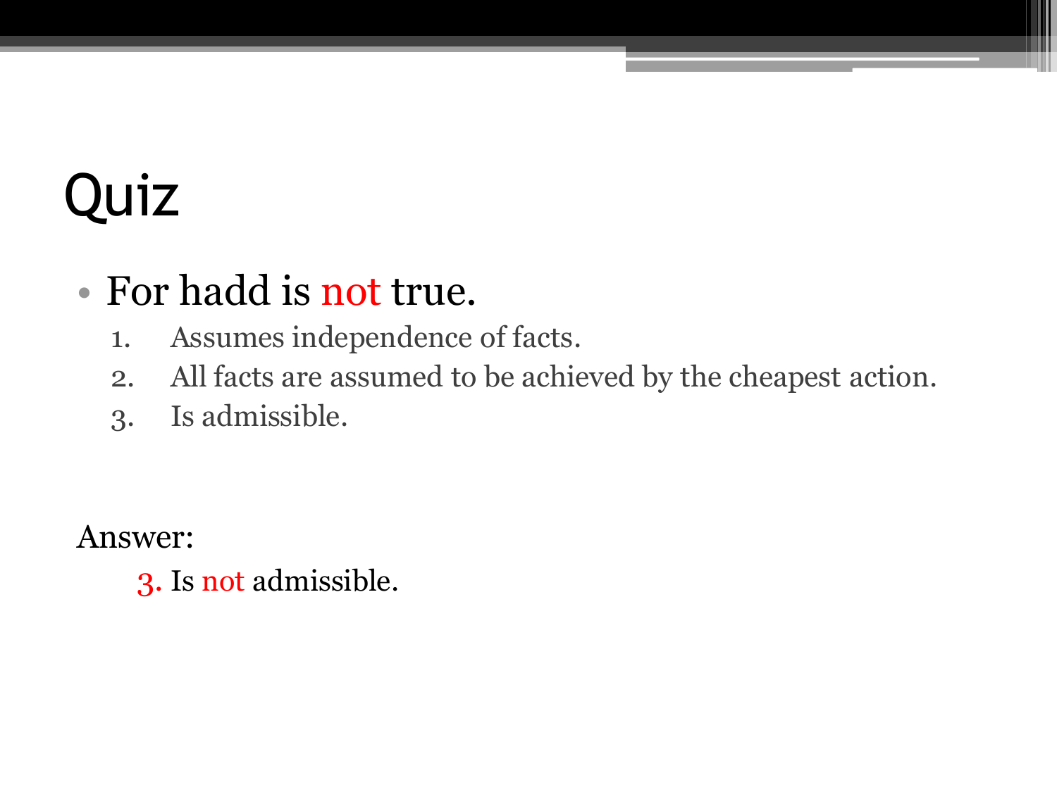# Quiz

- For hadd is not true.
    1. Assumes independence of facts.
    2. All facts are assumed to be achieved by the cheapest action.
    3. Is admissible.

Answer:

3. Is not admissible.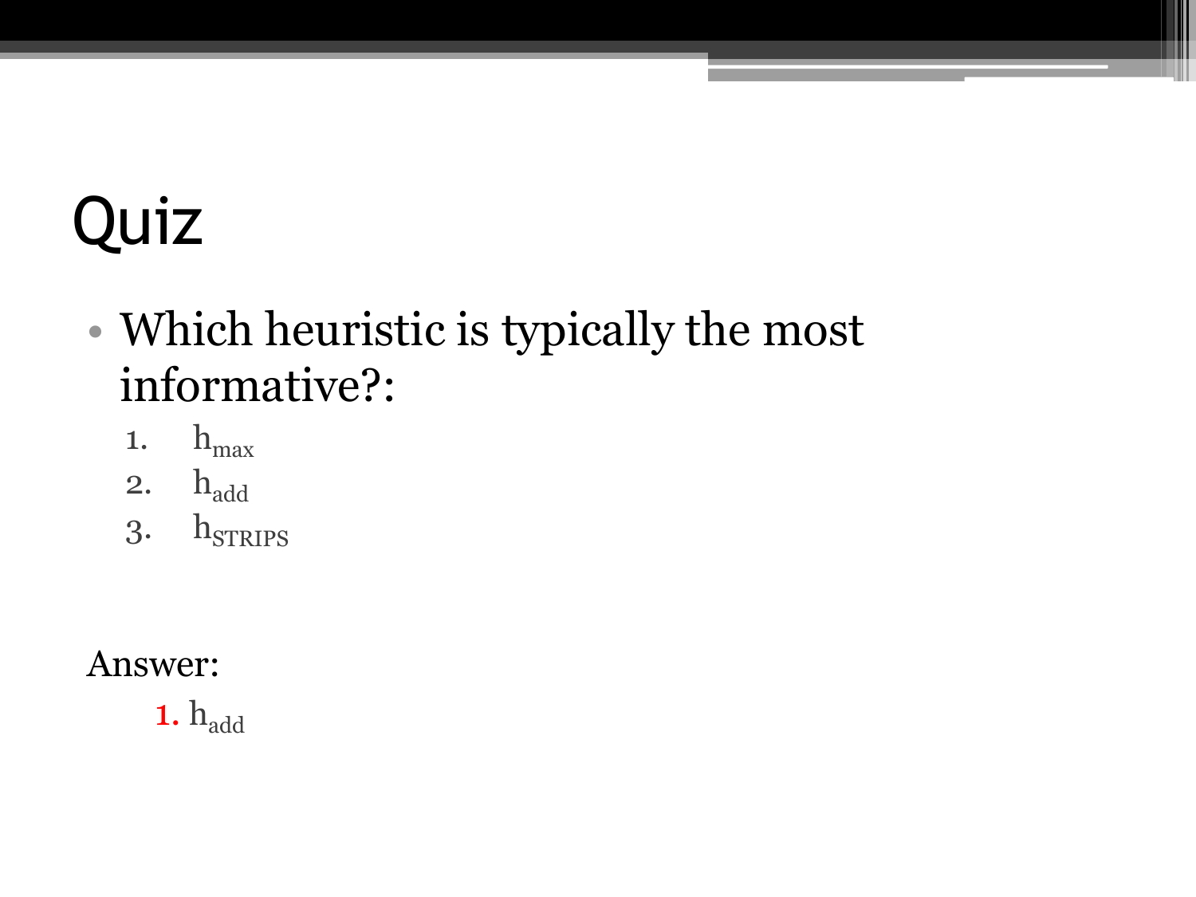# Quiz

- Which heuristic is typically the most informative?:
    1. $h_{max}$
    2. $h_{add}$
    3. $h_{STRIPS}$

Answer:

1. $h_{add}$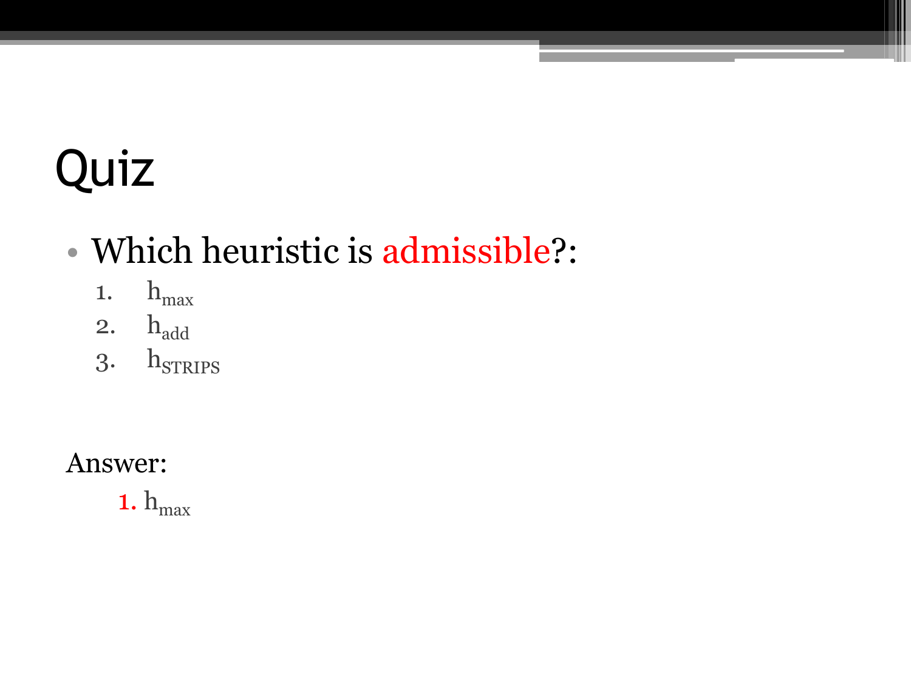# Quiz

- Which heuristic is admissible?:
  1. $h_{max}$
  2. $h_{add}$
  3. $h_{STRIPS}$

Answer:

1. $h_{max}$